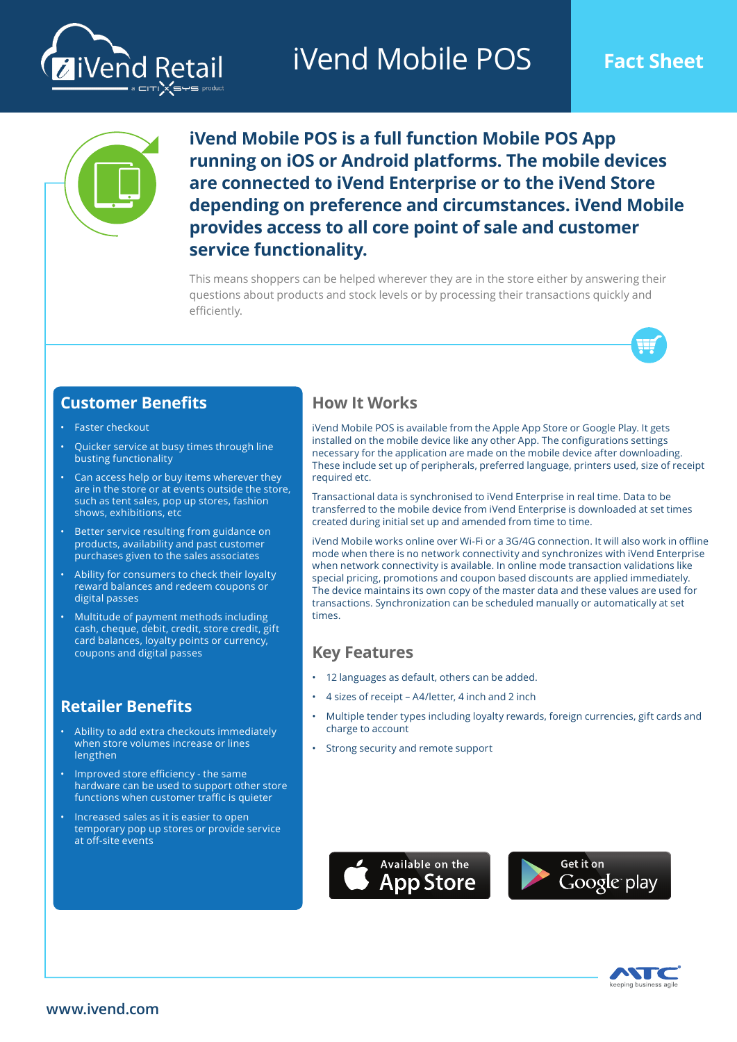# iVend Mobile POS

**Fact Sheet**

**iVend Mobile POS is a full function Mobile POS App running on iOS or Android platforms. The mobile devices are connected to iVend Enterprise or to the iVend Store depending on preference and circumstances. iVend Mobile provides access to all core point of sale and customer service functionality.**

This means shoppers can be helped wherever they are in the store either by answering their questions about products and stock levels or by processing their transactions quickly and efficiently.

## Customer Benefits

- Faster checkout
- Quicker service at busy times through line busting functionality
- Can access help or buy items wherever they are in the store or at events outside the store, such as tent sales, pop up stores, fashion shows, exhibitions, etc
- Better service resulting from guidance on products, availability and past customer purchases given to the sales associates
- Ability for consumers to check their loyalty reward balances and redeem coupons or digital passes
- Multitude of payment methods including cash, cheque, debit, credit, store credit, gift card balances, loyalty points or currency, coupons and digital passes

## Retailer Benefits

- Ability to add extra checkouts immediately when store volumes increase or lines lengthen
- Improved store efficiency - the same hardware can be used to support other store functions when customer traffic is quieter
- Increased sales as it is easier to open temporary pop up stores or provide service at off-site events

## How It Works

iVend Mobile POS is available from the Apple App Store or Google Play. It gets installed on the mobile device like any other App. The configurations settings necessary for the application are made on the mobile device after downloading. These include set up of peripherals, preferred language, printers used, size of receipt required etc.

Transactional data is synchronised to iVend Enterprise in real time. Data to be transferred to the mobile device from iVend Enterprise is downloaded at set times created during initial set up and amended from time to time.

iVend Mobile works online over Wi-Fi or a 3G/4G connection. It will also work in offline mode when there is no network connectivity and synchronizes with iVend Enterprise when network connectivity is available. In online mode transaction validations like special pricing, promotions and coupon based discounts are applied immediately. The device maintains its own copy of the master data and these values are used for transactions. Synchronization can be scheduled manually or automatically at set times.

## Key Features

- 12 languages as default, others can be added.
- 4 sizes of receipt – A4/letter, 4 inch and 2 inch
- Multiple tender types including loyalty rewards, foreign currencies, gift cards and charge to account
- Strong security and remote support

Available on the App Store

Get it on Google play

www.ivend.com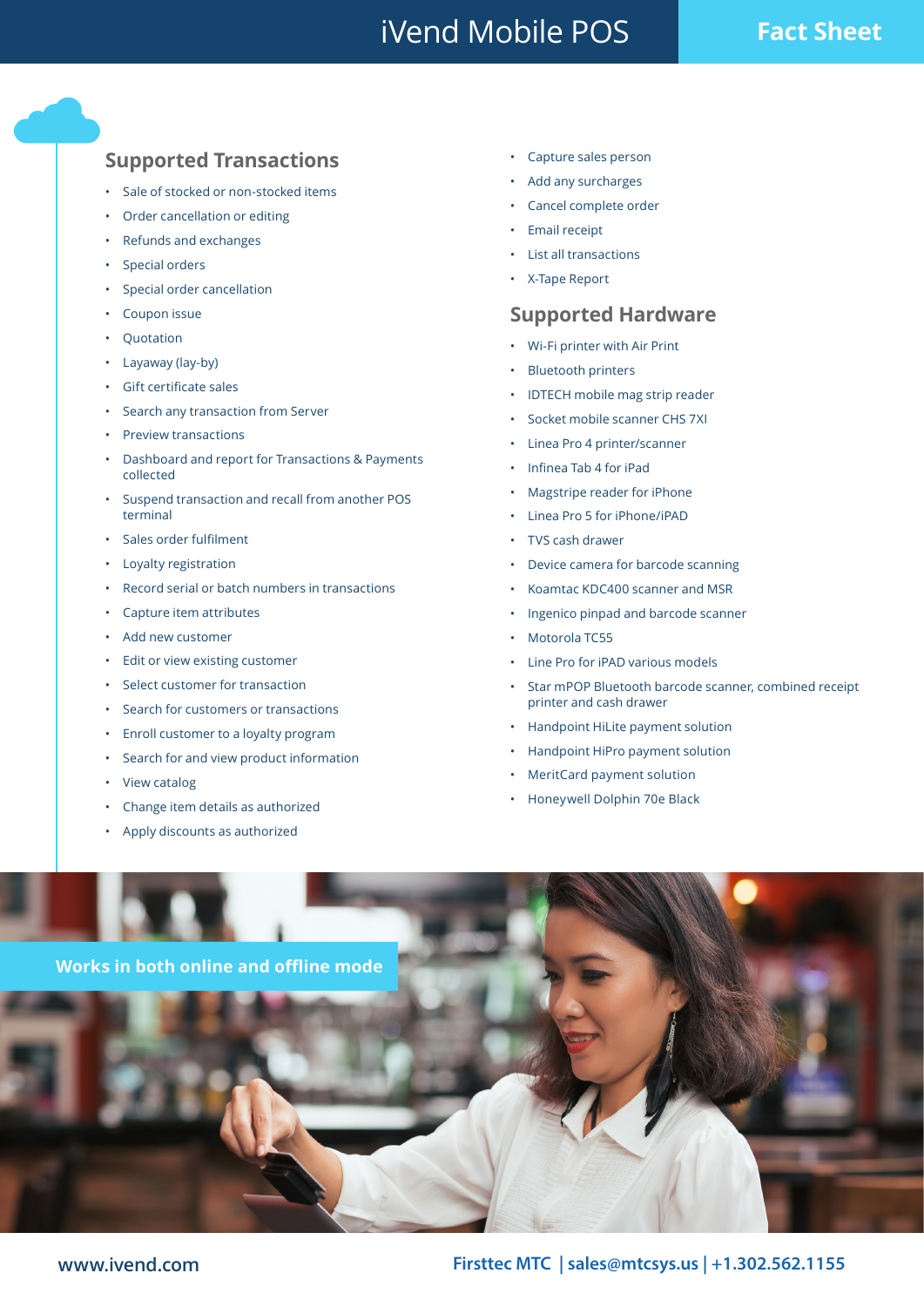## Supported Transactions

- Sale of stocked or non-stocked items
- Order cancellation or editing
- Refunds and exchanges
- Special orders
- Special order cancellation
- Coupon issue
- Quotation
- Layaway (lay-by)
- Gift certificate sales
- Search any transaction from Server
- Preview transactions
- Dashboard and report for Transactions & Payments collected
- Suspend transaction and recall from another POS terminal
- Sales order fulfilment
- Loyalty registration
- Record serial or batch numbers in transactions
- Capture item attributes
- Add new customer
- Edit or view existing customer
- Select customer for transaction
- Search for customers or transactions
- Enroll customer to a loyalty program
- Search for and view product information
- View catalog
- Change item details as authorized
- Apply discounts as authorized
- Capture sales person
- Add any surcharges
- Cancel complete order
- Email receipt
- List all transactions
- X-Tape Report

## Supported Hardware

- Wi-Fi printer with Air Print
- Bluetooth printers
- IDTECH mobile mag strip reader
- Socket mobile scanner CHS 7XI
- Linea Pro 4 printer/scanner
- Infinea Tab 4 for iPad
- Magstripe reader for iPhone
- Linea Pro 5 for iPhone/iPAD
- TVS cash drawer
- Device camera for barcode scanning
- Koamtac KDC400 scanner and MSR
- Ingenico pinpad and barcode scanner
- Motorola TC55
- Line Pro for iPAD various models
- Star mPOP Bluetooth barcode scanner, combined receipt printer and cash drawer
- Handpoint HiLite payment solution
- Handpoint HiPro payment solution
- MeritCard payment solution
- Honeywell Dolphin 70e Black

**Works in both online and offline mode**

www.ivend.com

**Firsttec MTC | sales@mtcsys.us | +1.302.562.1155**